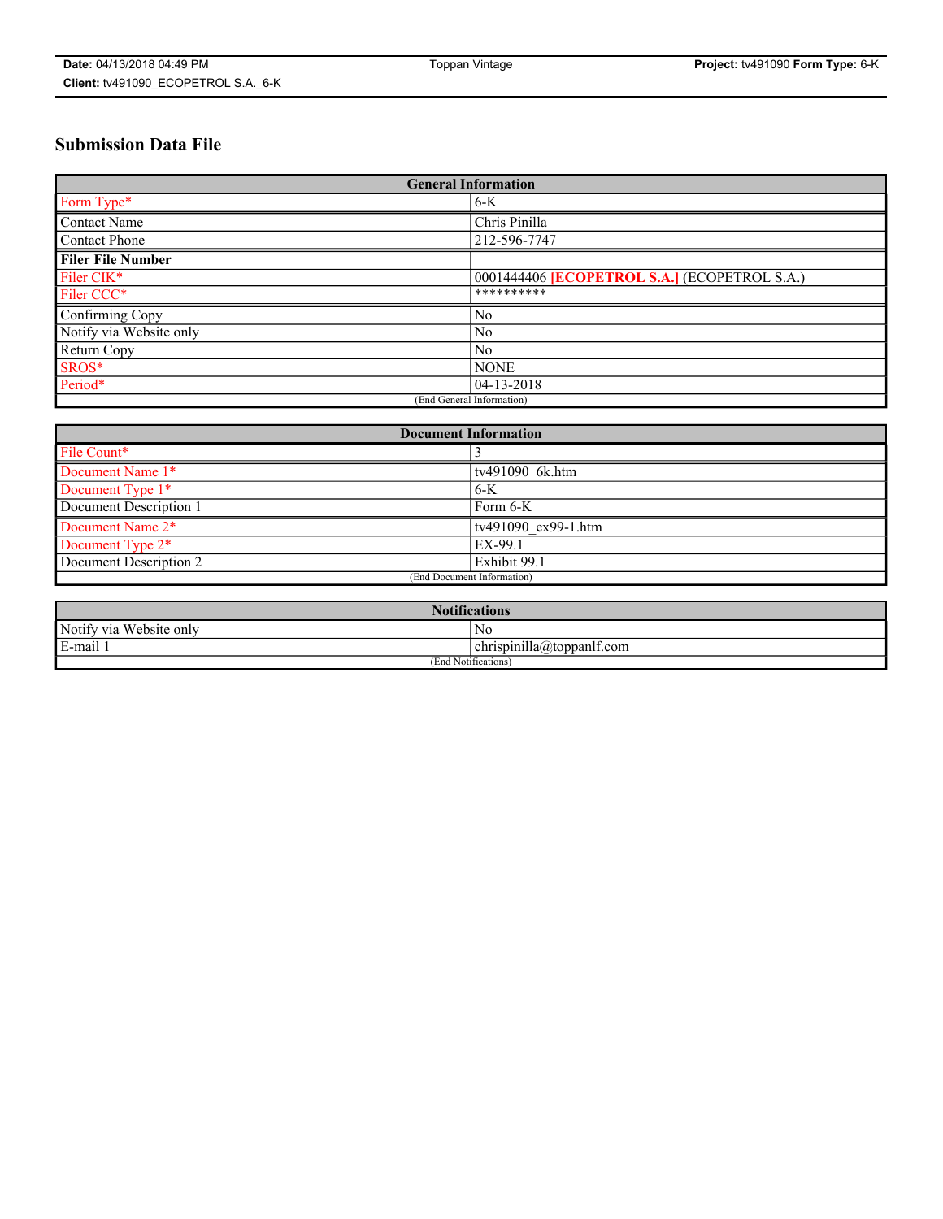# Submission Data File

| General Information | |
|---|---|
| Form Type* | 6-K |
| Contact Name | Chris Pinilla |
| Contact Phone | 212-596-7747 |
| **Filer File Number** | |
| Filer CIK* | 0001444406 **[ECOPETROL S.A.]** (ECOPETROL S.A.) |
| Filer CCC* | ********** |
| Confirming Copy | No |
| Notify via Website only | No |
| Return Copy | No |
| SROS* | NONE |
| Period* | 04-13-2018 |
| (End General Information) | |

| Document Information | |
|---|---|
| File Count* | 3 |
| Document Name 1* | tv491090_6k.htm |
| Document Type 1* | 6-K |
| Document Description 1 | Form 6-K |
| Document Name 2* | tv491090_ex99-1.htm |
| Document Type 2* | EX-99.1 |
| Document Description 2 | Exhibit 99.1 |
| (End Document Information) | |

| Notifications | |
|---|---|
| Notify via Website only | No |
| E-mail 1 | chrispinilla@toppanlf.com |
| (End Notifications) | |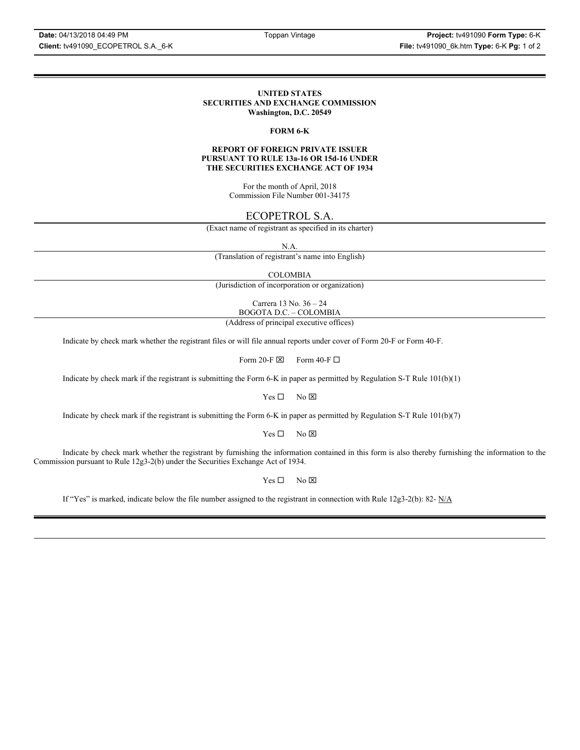**UNITED STATES**
**SECURITIES AND EXCHANGE COMMISSION**
**Washington, D.C. 20549**

**FORM 6-K**

**REPORT OF FOREIGN PRIVATE ISSUER**
**PURSUANT TO RULE 13a-16 OR 15d-16 UNDER**
**THE SECURITIES EXCHANGE ACT OF 1934**

For the month of April, 2018
Commission File Number 001-34175

ECOPETROL S.A.

(Exact name of registrant as specified in its charter)

N.A.

(Translation of registrant's name into English)

COLOMBIA

(Jurisdiction of incorporation or organization)

Carrera 13 No. 36 – 24
BOGOTA D.C. – COLOMBIA

(Address of principal executive offices)

Indicate by check mark whether the registrant files or will file annual reports under cover of Form 20-F or Form 40-F.

Form 20-F ☒ Form 40-F ☐

Indicate by check mark if the registrant is submitting the Form 6-K in paper as permitted by Regulation S-T Rule 101(b)(1)

Yes ☐ No ☒

Indicate by check mark if the registrant is submitting the Form 6-K in paper as permitted by Regulation S-T Rule 101(b)(7)

Yes ☐ No ☒

Indicate by check mark whether the registrant by furnishing the information contained in this form is also thereby furnishing the information to the Commission pursuant to Rule 12g3-2(b) under the Securities Exchange Act of 1934.

Yes ☐ No ☒

If "Yes" is marked, indicate below the file number assigned to the registrant in connection with Rule 12g3-2(b): 82- N/A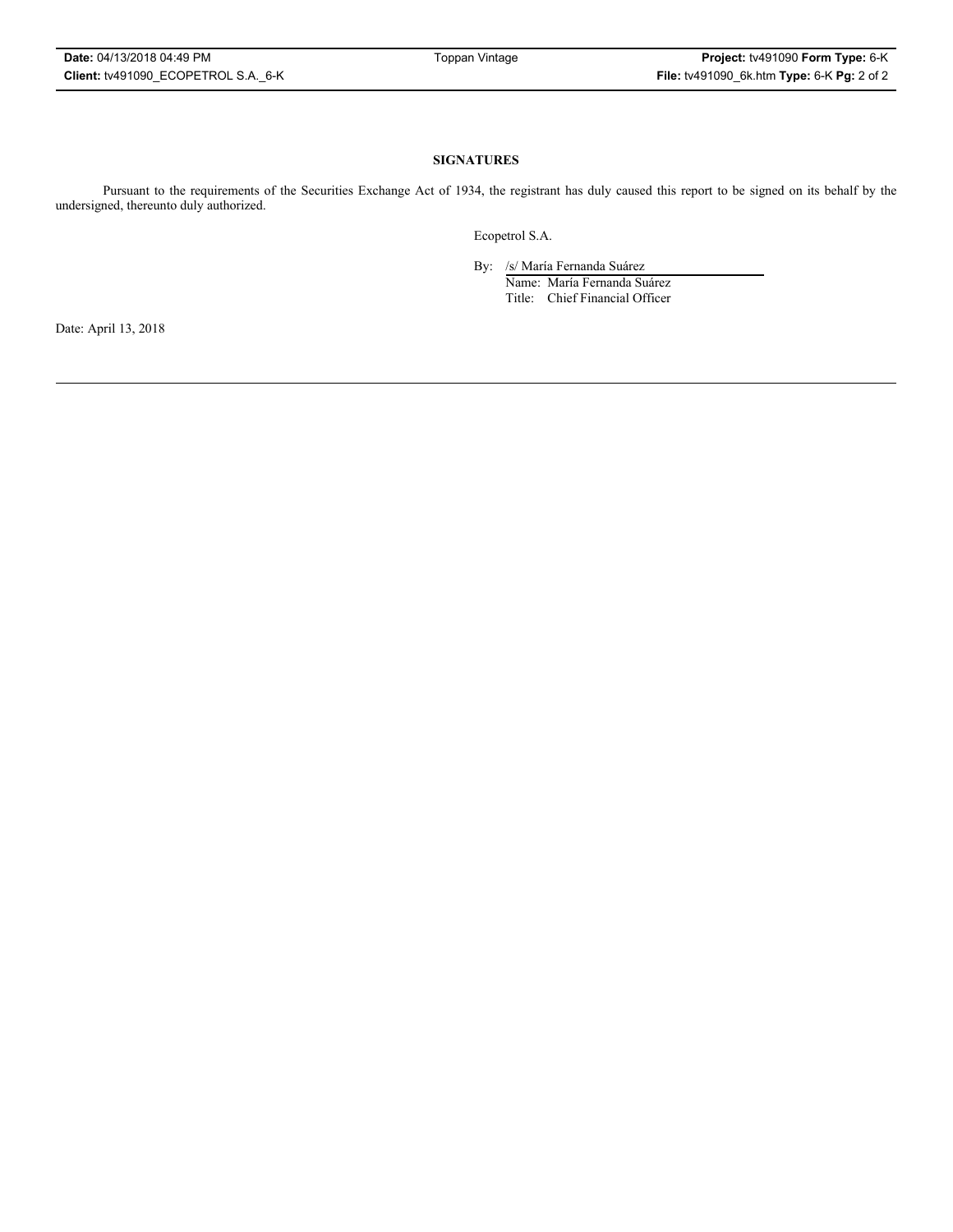**SIGNATURES**

Pursuant to the requirements of the Securities Exchange Act of 1934, the registrant has duly caused this report to be signed on its behalf by the undersigned, thereunto duly authorized.

Ecopetrol S.A.

By: /s/ María Fernanda Suárez
Name: María Fernanda Suárez
Title: Chief Financial Officer

Date: April 13, 2018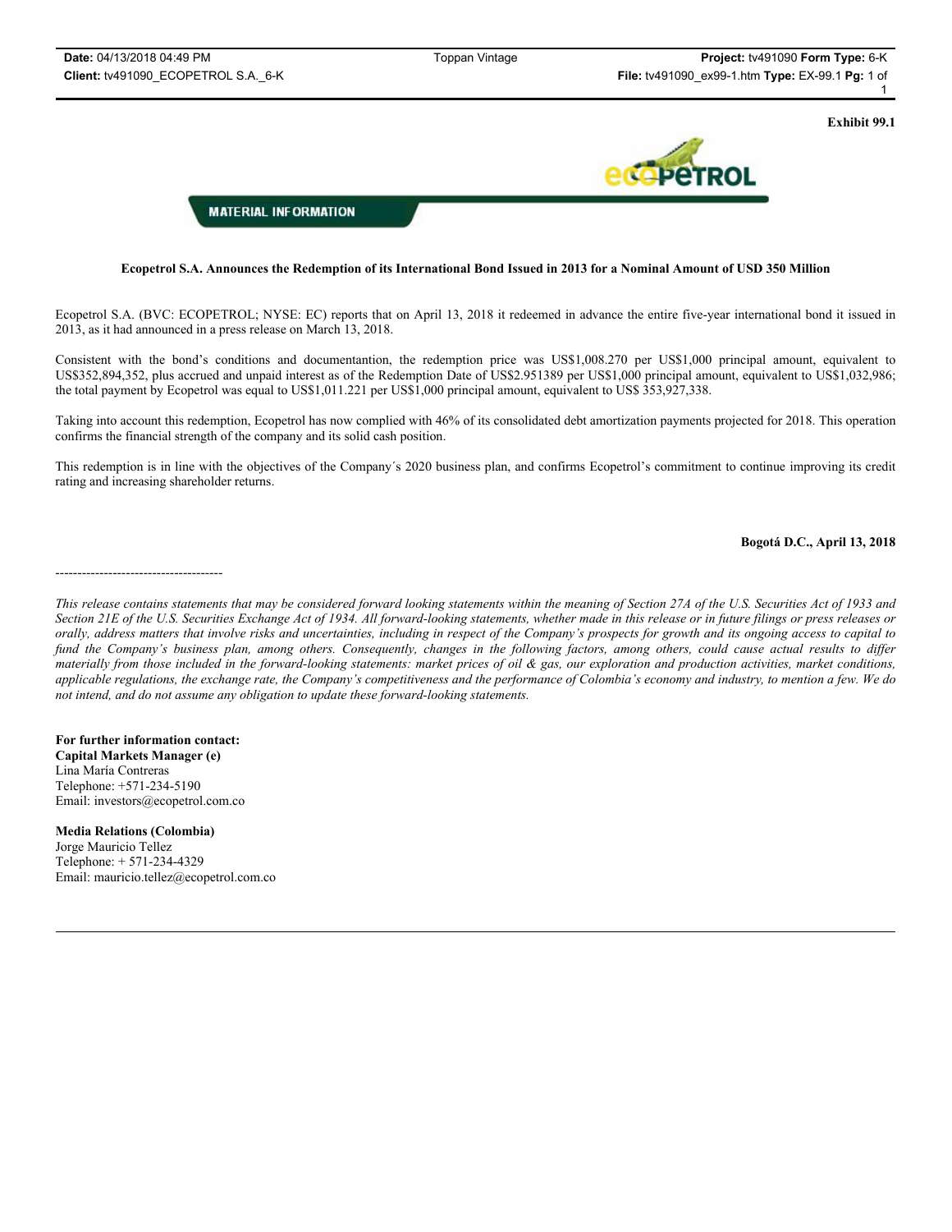Exhibit 99.1

MATERIAL INFORMATION

**Ecopetrol S.A. Announces the Redemption of its International Bond Issued in 2013 for a Nominal Amount of USD 350 Million**

Ecopetrol S.A. (BVC: ECOPETROL; NYSE: EC) reports that on April 13, 2018 it redeemed in advance the entire five-year international bond it issued in 2013, as it had announced in a press release on March 13, 2018.

Consistent with the bond's conditions and documentantion, the redemption price was US$1,008.270 per US$1,000 principal amount, equivalent to US$352,894,352, plus accrued and unpaid interest as of the Redemption Date of US$2.951389 per US$1,000 principal amount, equivalent to US$1,032,986; the total payment by Ecopetrol was equal to US$1,011.221 per US$1,000 principal amount, equivalent to US$ 353,927,338.

Taking into account this redemption, Ecopetrol has now complied with 46% of its consolidated debt amortization payments projected for 2018. This operation confirms the financial strength of the company and its solid cash position.

This redemption is in line with the objectives of the Company´s 2020 business plan, and confirms Ecopetrol's commitment to continue improving its credit rating and increasing shareholder returns.

**Bogotá D.C., April 13, 2018**

---

*This release contains statements that may be considered forward looking statements within the meaning of Section 27A of the U.S. Securities Act of 1933 and Section 21E of the U.S. Securities Exchange Act of 1934. All forward-looking statements, whether made in this release or in future filings or press releases or orally, address matters that involve risks and uncertainties, including in respect of the Company's prospects for growth and its ongoing access to capital to fund the Company's business plan, among others. Consequently, changes in the following factors, among others, could cause actual results to differ materially from those included in the forward-looking statements: market prices of oil & gas, our exploration and production activities, market conditions, applicable regulations, the exchange rate, the Company's competitiveness and the performance of Colombia's economy and industry, to mention a few. We do not intend, and do not assume any obligation to update these forward-looking statements.*

**For further information contact:**
**Capital Markets Manager (e)**
Lina María Contreras
Telephone: +571-234-5190
Email: investors@ecopetrol.com.co

**Media Relations (Colombia)**
Jorge Mauricio Tellez
Telephone: + 571-234-4329
Email: mauricio.tellez@ecopetrol.com.co